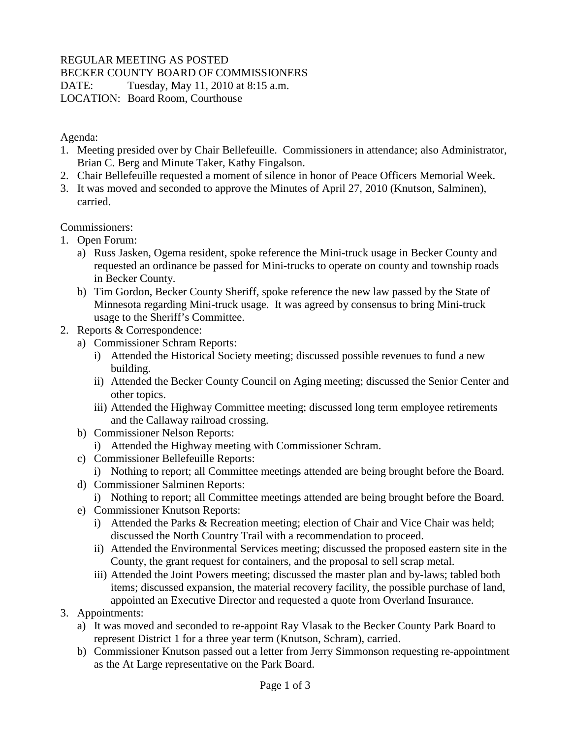REGULAR MEETING AS POSTED
BECKER COUNTY BOARD OF COMMISSIONERS
DATE: Tuesday, May 11, 2010 at 8:15 a.m.
LOCATION: Board Room, Courthouse

Agenda:

1. Meeting presided over by Chair Bellefeuille. Commissioners in attendance; also Administrator, Brian C. Berg and Minute Taker, Kathy Fingalson.
2. Chair Bellefeuille requested a moment of silence in honor of Peace Officers Memorial Week.
3. It was moved and seconded to approve the Minutes of April 27, 2010 (Knutson, Salminen), carried.

Commissioners:

1. Open Forum:
   a) Russ Jasken, Ogema resident, spoke reference the Mini-truck usage in Becker County and requested an ordinance be passed for Mini-trucks to operate on county and township roads in Becker County.
   b) Tim Gordon, Becker County Sheriff, spoke reference the new law passed by the State of Minnesota regarding Mini-truck usage. It was agreed by consensus to bring Mini-truck usage to the Sheriff's Committee.
2. Reports & Correspondence:
   a) Commissioner Schram Reports:
      i) Attended the Historical Society meeting; discussed possible revenues to fund a new building.
      ii) Attended the Becker County Council on Aging meeting; discussed the Senior Center and other topics.
      iii) Attended the Highway Committee meeting; discussed long term employee retirements and the Callaway railroad crossing.
   b) Commissioner Nelson Reports:
      i) Attended the Highway meeting with Commissioner Schram.
   c) Commissioner Bellefeuille Reports:
      i) Nothing to report; all Committee meetings attended are being brought before the Board.
   d) Commissioner Salminen Reports:
      i) Nothing to report; all Committee meetings attended are being brought before the Board.
   e) Commissioner Knutson Reports:
      i) Attended the Parks & Recreation meeting; election of Chair and Vice Chair was held; discussed the North Country Trail with a recommendation to proceed.
      ii) Attended the Environmental Services meeting; discussed the proposed eastern site in the County, the grant request for containers, and the proposal to sell scrap metal.
      iii) Attended the Joint Powers meeting; discussed the master plan and by-laws; tabled both items; discussed expansion, the material recovery facility, the possible purchase of land, appointed an Executive Director and requested a quote from Overland Insurance.
3. Appointments:
   a) It was moved and seconded to re-appoint Ray Vlasak to the Becker County Park Board to represent District 1 for a three year term (Knutson, Schram), carried.
   b) Commissioner Knutson passed out a letter from Jerry Simmonson requesting re-appointment as the At Large representative on the Park Board.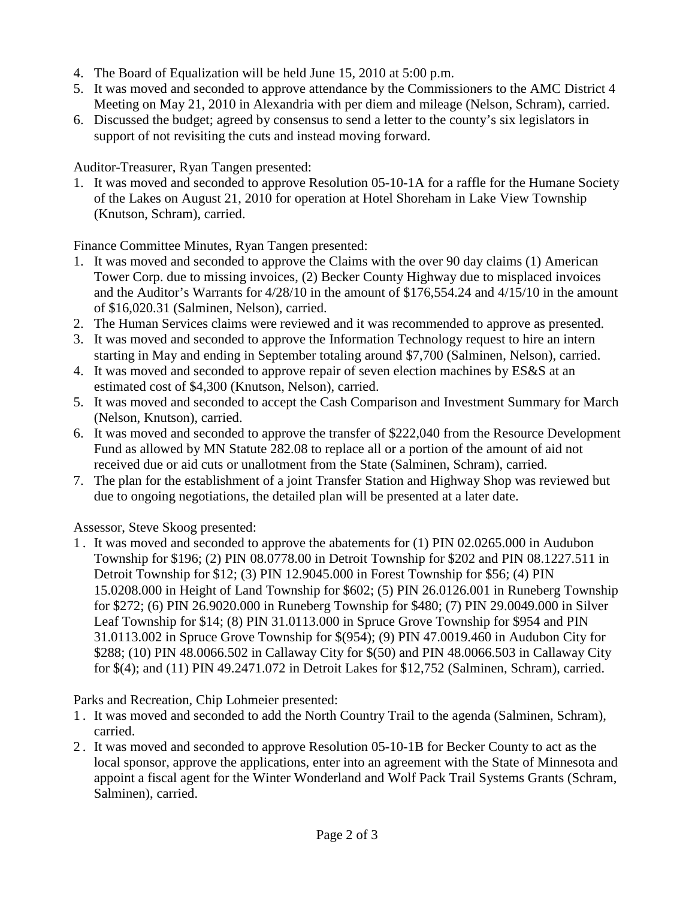4. The Board of Equalization will be held June 15, 2010 at 5:00 p.m.
5. It was moved and seconded to approve attendance by the Commissioners to the AMC District 4 Meeting on May 21, 2010 in Alexandria with per diem and mileage (Nelson, Schram), carried.
6. Discussed the budget; agreed by consensus to send a letter to the county's six legislators in support of not revisiting the cuts and instead moving forward.

Auditor-Treasurer, Ryan Tangen presented:

1. It was moved and seconded to approve Resolution 05-10-1A for a raffle for the Humane Society of the Lakes on August 21, 2010 for operation at Hotel Shoreham in Lake View Township (Knutson, Schram), carried.

Finance Committee Minutes, Ryan Tangen presented:

1. It was moved and seconded to approve the Claims with the over 90 day claims (1) American Tower Corp. due to missing invoices, (2) Becker County Highway due to misplaced invoices and the Auditor's Warrants for 4/28/10 in the amount of $176,554.24 and 4/15/10 in the amount of $16,020.31 (Salminen, Nelson), carried.
2. The Human Services claims were reviewed and it was recommended to approve as presented.
3. It was moved and seconded to approve the Information Technology request to hire an intern starting in May and ending in September totaling around $7,700 (Salminen, Nelson), carried.
4. It was moved and seconded to approve repair of seven election machines by ES&S at an estimated cost of $4,300 (Knutson, Nelson), carried.
5. It was moved and seconded to accept the Cash Comparison and Investment Summary for March (Nelson, Knutson), carried.
6. It was moved and seconded to approve the transfer of $222,040 from the Resource Development Fund as allowed by MN Statute 282.08 to replace all or a portion of the amount of aid not received due or aid cuts or unallotment from the State (Salminen, Schram), carried.
7. The plan for the establishment of a joint Transfer Station and Highway Shop was reviewed but due to ongoing negotiations, the detailed plan will be presented at a later date.

Assessor, Steve Skoog presented:

1. It was moved and seconded to approve the abatements for (1) PIN 02.0265.000 in Audubon Township for $196; (2) PIN 08.0778.00 in Detroit Township for $202 and PIN 08.1227.511 in Detroit Township for $12; (3) PIN 12.9045.000 in Forest Township for $56; (4) PIN 15.0208.000 in Height of Land Township for $602; (5) PIN 26.0126.001 in Runeberg Township for $272; (6) PIN 26.9020.000 in Runeberg Township for $480; (7) PIN 29.0049.000 in Silver Leaf Township for $14; (8) PIN 31.0113.000 in Spruce Grove Township for $954 and PIN 31.0113.002 in Spruce Grove Township for $(954); (9) PIN 47.0019.460 in Audubon City for $288; (10) PIN 48.0066.502 in Callaway City for $(50) and PIN 48.0066.503 in Callaway City for $(4); and (11) PIN 49.2471.072 in Detroit Lakes for $12,752 (Salminen, Schram), carried.

Parks and Recreation, Chip Lohmeier presented:

1. It was moved and seconded to add the North Country Trail to the agenda (Salminen, Schram), carried.
2. It was moved and seconded to approve Resolution 05-10-1B for Becker County to act as the local sponsor, approve the applications, enter into an agreement with the State of Minnesota and appoint a fiscal agent for the Winter Wonderland and Wolf Pack Trail Systems Grants (Schram, Salminen), carried.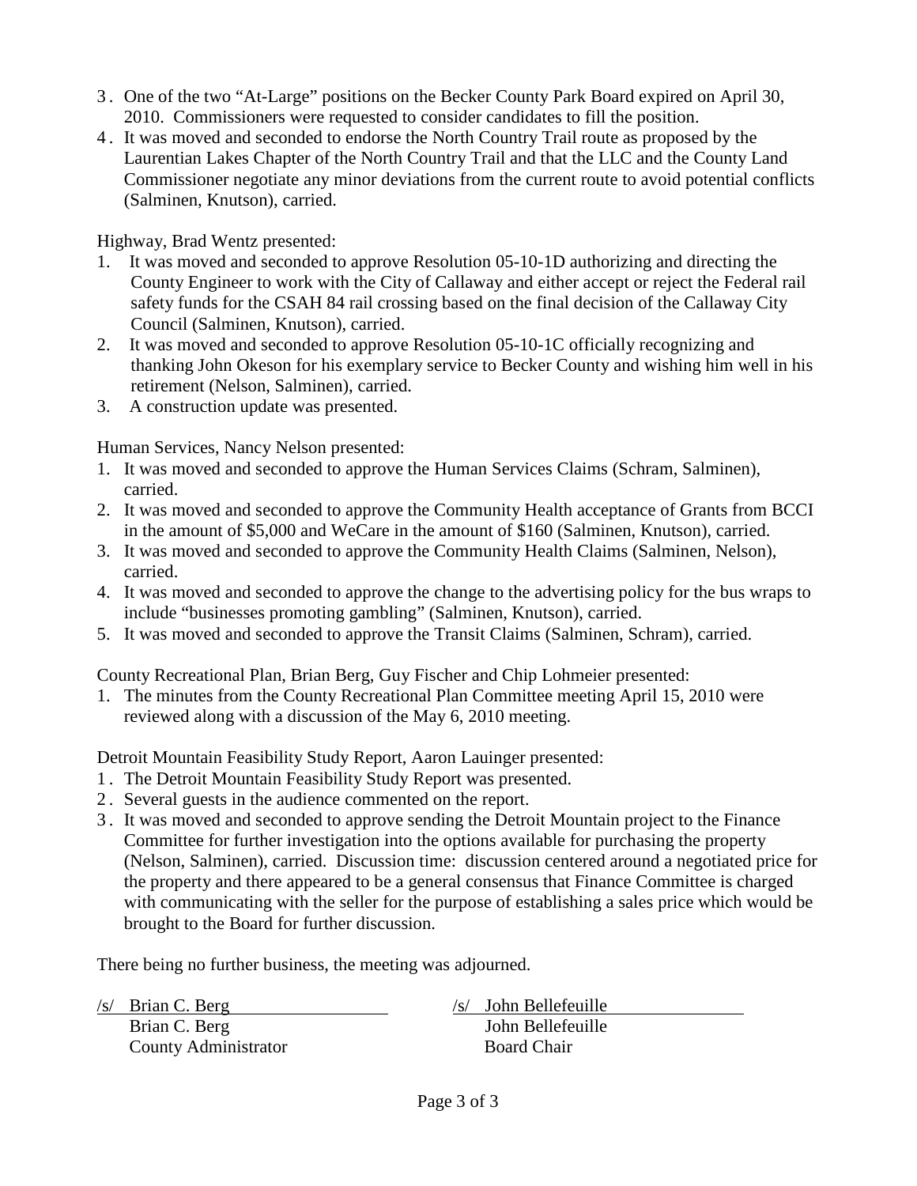3. One of the two "At-Large" positions on the Becker County Park Board expired on April 30, 2010. Commissioners were requested to consider candidates to fill the position.
4. It was moved and seconded to endorse the North Country Trail route as proposed by the Laurentian Lakes Chapter of the North Country Trail and that the LLC and the County Land Commissioner negotiate any minor deviations from the current route to avoid potential conflicts (Salminen, Knutson), carried.

Highway, Brad Wentz presented:

1. It was moved and seconded to approve Resolution 05-10-1D authorizing and directing the County Engineer to work with the City of Callaway and either accept or reject the Federal rail safety funds for the CSAH 84 rail crossing based on the final decision of the Callaway City Council (Salminen, Knutson), carried.
2. It was moved and seconded to approve Resolution 05-10-1C officially recognizing and thanking John Okeson for his exemplary service to Becker County and wishing him well in his retirement (Nelson, Salminen), carried.
3. A construction update was presented.

Human Services, Nancy Nelson presented:

1. It was moved and seconded to approve the Human Services Claims (Schram, Salminen), carried.
2. It was moved and seconded to approve the Community Health acceptance of Grants from BCCI in the amount of $5,000 and WeCare in the amount of $160 (Salminen, Knutson), carried.
3. It was moved and seconded to approve the Community Health Claims (Salminen, Nelson), carried.
4. It was moved and seconded to approve the change to the advertising policy for the bus wraps to include "businesses promoting gambling" (Salminen, Knutson), carried.
5. It was moved and seconded to approve the Transit Claims (Salminen, Schram), carried.

County Recreational Plan, Brian Berg, Guy Fischer and Chip Lohmeier presented:

1. The minutes from the County Recreational Plan Committee meeting April 15, 2010 were reviewed along with a discussion of the May 6, 2010 meeting.

Detroit Mountain Feasibility Study Report, Aaron Lauinger presented:

1. The Detroit Mountain Feasibility Study Report was presented.
2. Several guests in the audience commented on the report.
3. It was moved and seconded to approve sending the Detroit Mountain project to the Finance Committee for further investigation into the options available for purchasing the property (Nelson, Salminen), carried. Discussion time: discussion centered around a negotiated price for the property and there appeared to be a general consensus that Finance Committee is charged with communicating with the seller for the purpose of establishing a sales price which would be brought to the Board for further discussion.

There being no further business, the meeting was adjourned.

/s/ Brian C. Berg
Brian C. Berg
County Administrator

/s/ John Bellefeuille
John Bellefeuille
Board Chair